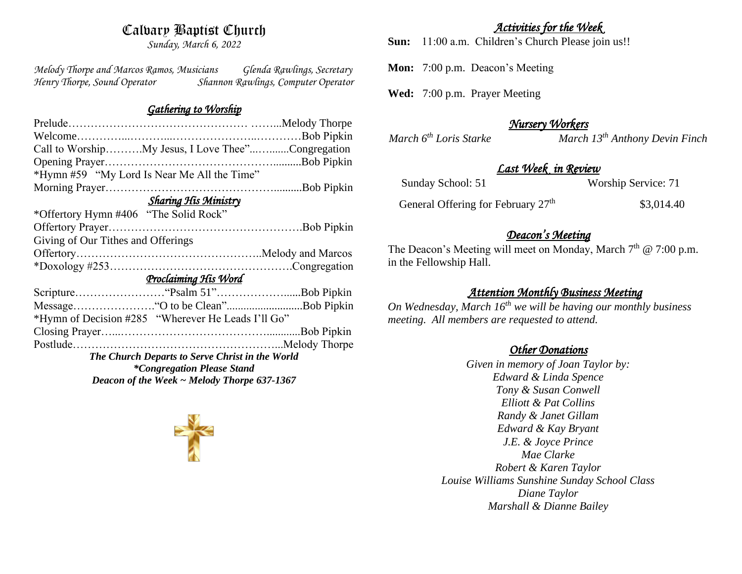# Calvary Baptist Church

*Sunday, March 6, 2022*

*Melody Thorpe and Marcos Ramos, Musicians* — *Glenda Rawlings, Secretary*
*Henry Thorpe, Sound Operator* — *Shannon Rawlings, Computer Operator*

## *Gathering to Worship*

Prelude………………………………………… ……...Melody Thorpe
Welcome…………...………...………………...…………Bob Pipkin
Call to Worship……….My Jesus, I Love Thee”...…........Congregation
Opening Prayer……………………………………..........Bob Pipkin
*Hymn #59 “My Lord Is Near Me All the Time”
Morning Prayer………………………………………..........Bob Pipkin

## *Sharing His Ministry*

*Offertory Hymn #406 “The Solid Rock”
Offertory Prayer…………………………………………….Bob Pipkin
Giving of Our Tithes and Offerings
Offertory…………………………………………..Melody and Marcos
*Doxology #253………………………………………….Congregation

## *Proclaiming His Word*

Scripture……………………“Psalm 51”………………......Bob Pipkin
Message………………….“O to be Clean”..........................Bob Pipkin
*Hymn of Decision #285 “Wherever He Leads I’ll Go”
Closing Prayer…...…………………………………...........Bob Pipkin
Postlude………………………………….……………...Melody Thorpe

***The Church Departs to Serve Christ in the World***
***\*Congregation Please Stand***
***Deacon of the Week ~ Melody Thorpe 637-1367***

## *Activities for the Week*

**Sun:** 11:00 a.m. Children’s Church Please join us!!

**Mon:** 7:00 p.m. Deacon’s Meeting

**Wed:** 7:00 p.m. Prayer Meeting

## *Nursery Workers*

*March 6th Loris Starke* — *March 13th Anthony Devin Finch*

## *Last Week in Review*

Sunday School: 51 — Worship Service: 71

General Offering for February 27th — $3,014.40

## *Deacon’s Meeting*

The Deacon’s Meeting will meet on Monday, March 7th @ 7:00 p.m. in the Fellowship Hall.

## *Attention Monthly Business Meeting*

*On Wednesday, March 16th we will be having our monthly business meeting. All members are requested to attend.*

## *Other Donations*

*Given in memory of Joan Taylor by:*
*Edward & Linda Spence*
*Tony & Susan Conwell*
*Elliott & Pat Collins*
*Randy & Janet Gillam*
*Edward & Kay Bryant*
*J.E. & Joyce Prince*
*Mae Clarke*
*Robert & Karen Taylor*
*Louise Williams Sunshine Sunday School Class*
*Diane Taylor*
*Marshall & Dianne Bailey*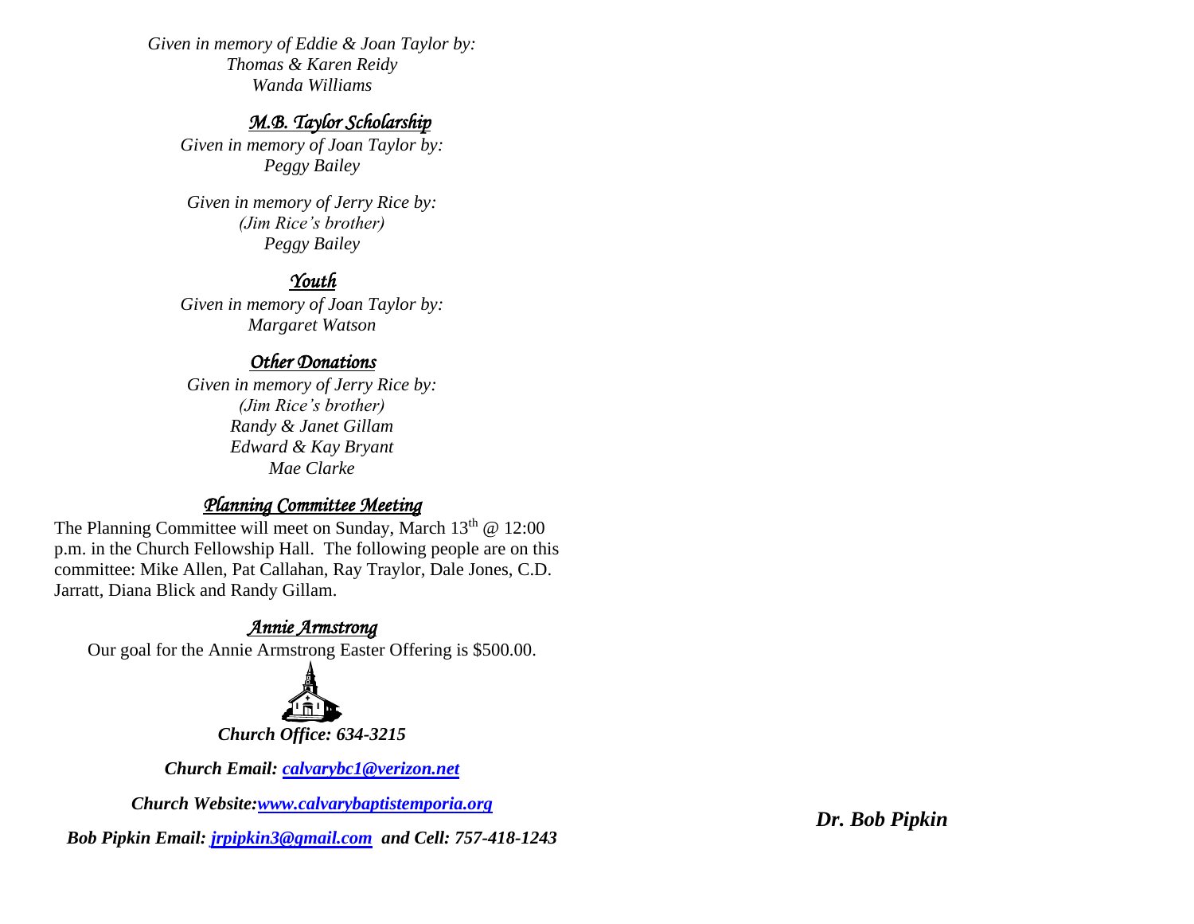*Given in memory of Eddie & Joan Taylor by:*
*Thomas & Karen Reidy*
*Wanda Williams*

### *M.B. Taylor Scholarship*

*Given in memory of Joan Taylor by:*
*Peggy Bailey*

*Given in memory of Jerry Rice by:*
*(Jim Rice's brother)*
*Peggy Bailey*

### *Youth*

*Given in memory of Joan Taylor by:*
*Margaret Watson*

### *Other Donations*

*Given in memory of Jerry Rice by:*
*(Jim Rice's brother)*
*Randy & Janet Gillam*
*Edward & Kay Bryant*
*Mae Clarke*

### *Planning Committee Meeting*

The Planning Committee will meet on Sunday, March 13th @ 12:00 p.m. in the Church Fellowship Hall. The following people are on this committee: Mike Allen, Pat Callahan, Ray Traylor, Dale Jones, C.D. Jarratt, Diana Blick and Randy Gillam.

### *Annie Armstrong*

Our goal for the Annie Armstrong Easter Offering is $500.00.

***Church Office: 634-3215***

***Church Email: calvarybc1@verizon.net***

***Church Website: www.calvarybaptistemporia.org***

***Bob Pipkin Email: jrpipkin3@gmail.com and Cell: 757-418-1243***

***Dr. Bob Pipkin***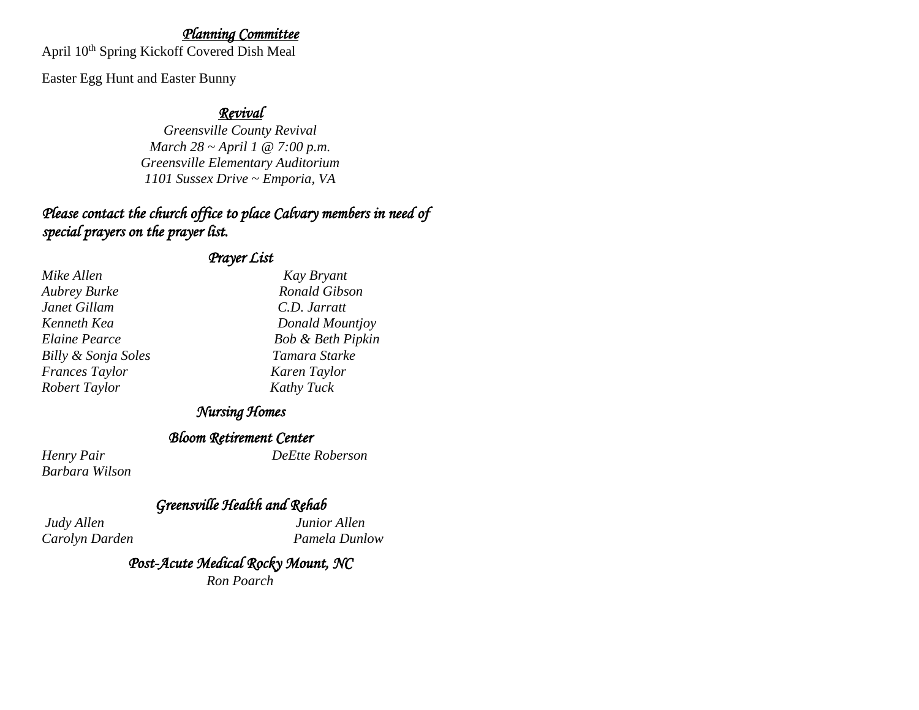## *Planning Committee*

April 10th Spring Kickoff Covered Dish Meal

Easter Egg Hunt and Easter Bunny

## *Revival*

*Greensville County Revival*
*March 28 ~ April 1 @ 7:00 p.m.*
*Greensville Elementary Auditorium*
*1101 Sussex Drive ~ Emporia, VA*

***Please contact the church office to place Calvary members in need of special prayers on the prayer list.***

## *Prayer List*

*Mike Allen*
*Kay Bryant*
*Aubrey Burke*
*Ronald Gibson*
*Janet Gillam*
*C.D. Jarratt*
*Kenneth Kea*
*Donald Mountjoy*
*Elaine Pearce*
*Bob & Beth Pipkin*
*Billy & Sonja Soles*
*Tamara Starke*
*Frances Taylor*
*Karen Taylor*
*Robert Taylor*
*Kathy Tuck*

## *Nursing Homes*

### *Bloom Retirement Center*

*Henry Pair*
*DeEtte Roberson*
*Barbara Wilson*

### *Greensville Health and Rehab*

*Judy Allen*
*Junior Allen*
*Carolyn Darden*
*Pamela Dunlow*

### *Post-Acute Medical Rocky Mount, NC*

*Ron Poarch*